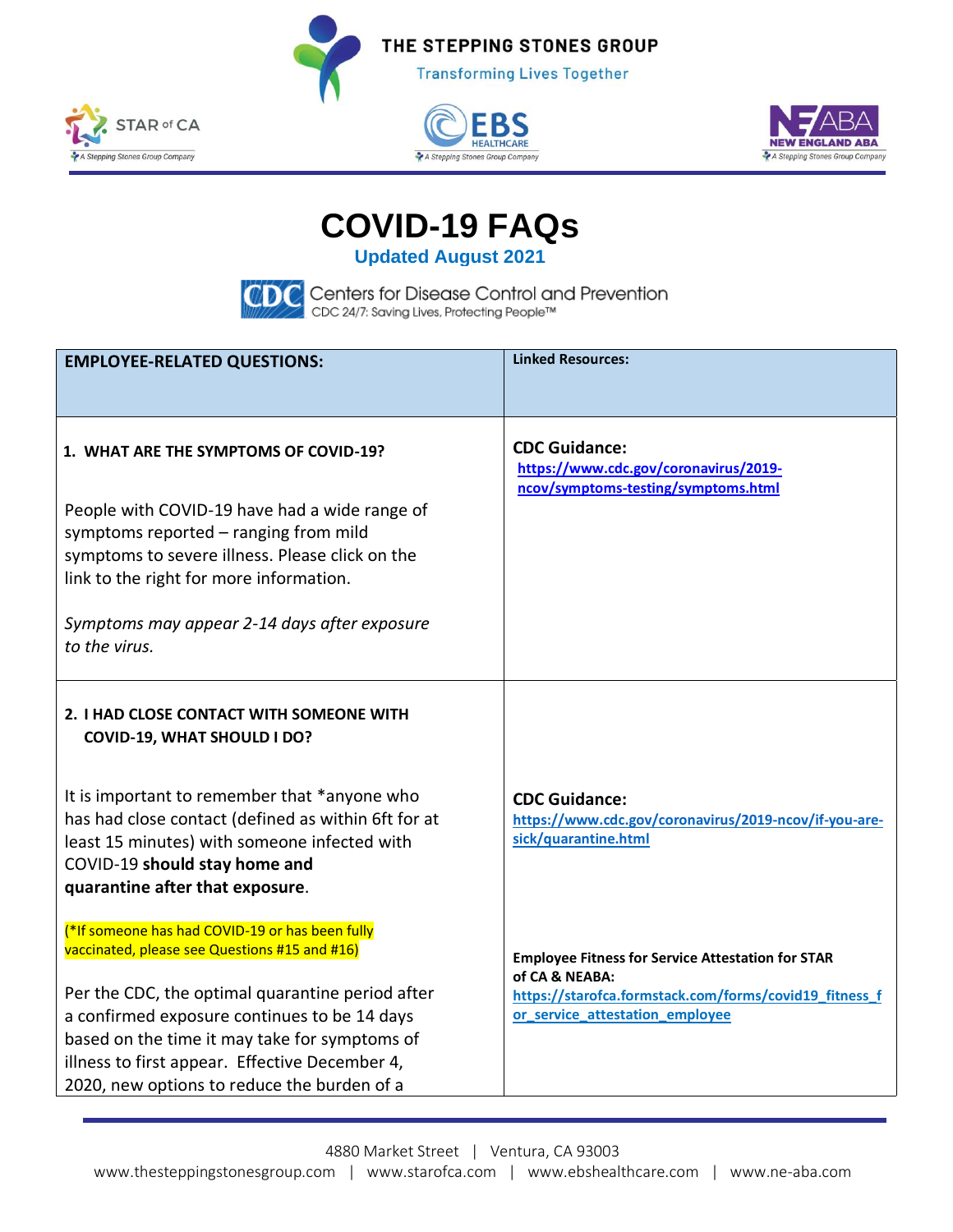THE STEPPING STONES GROUP

Transforming Lives Together

STAR of CA — A Stepping Stones Group Company | EBS HEALTHCARE — A Stepping Stones Group Company | NEW ENGLAND ABA — A Stepping Stones Group Company

# COVID-19 FAQs

**Updated August 2021**

CDC Centers for Disease Control and Prevention
CDC 24/7: Saving Lives, Protecting People™

| **EMPLOYEE-RELATED QUESTIONS:** | **Linked Resources:** |
|---|---|
| **1. WHAT ARE THE SYMPTOMS OF COVID-19?**<br><br>People with COVID-19 have had a wide range of symptoms reported – ranging from mild symptoms to severe illness. Please click on the link to the right for more information.<br><br>*Symptoms may appear 2-14 days after exposure to the virus.* | **CDC Guidance:**<br>https://www.cdc.gov/coronavirus/2019-ncov/symptoms-testing/symptoms.html |
| **2. I HAD CLOSE CONTACT WITH SOMEONE WITH COVID-19, WHAT SHOULD I DO?**<br><br>It is important to remember that *anyone who has had close contact (defined as within 6ft for at least 15 minutes) with someone infected with COVID-19 **should stay home and quarantine after that exposure**.<br><br>(*If someone has had COVID-19 or has been fully vaccinated, please see Questions #15 and #16)<br><br>Per the CDC, the optimal quarantine period after a confirmed exposure continues to be 14 days based on the time it may take for symptoms of illness to first appear. Effective December 4, 2020, new options to reduce the burden of a | **CDC Guidance:**<br>https://www.cdc.gov/coronavirus/2019-ncov/if-you-are-sick/quarantine.html<br><br>**Employee Fitness for Service Attestation for STAR of CA & NEABA:**<br>https://starofca.formstack.com/forms/covid19_fitness_for_service_attestation_employee |

4880 Market Street | Ventura, CA 93003
www.thesteppingstonesgroup.com | www.starofca.com | www.ebshealthcare.com | www.ne-aba.com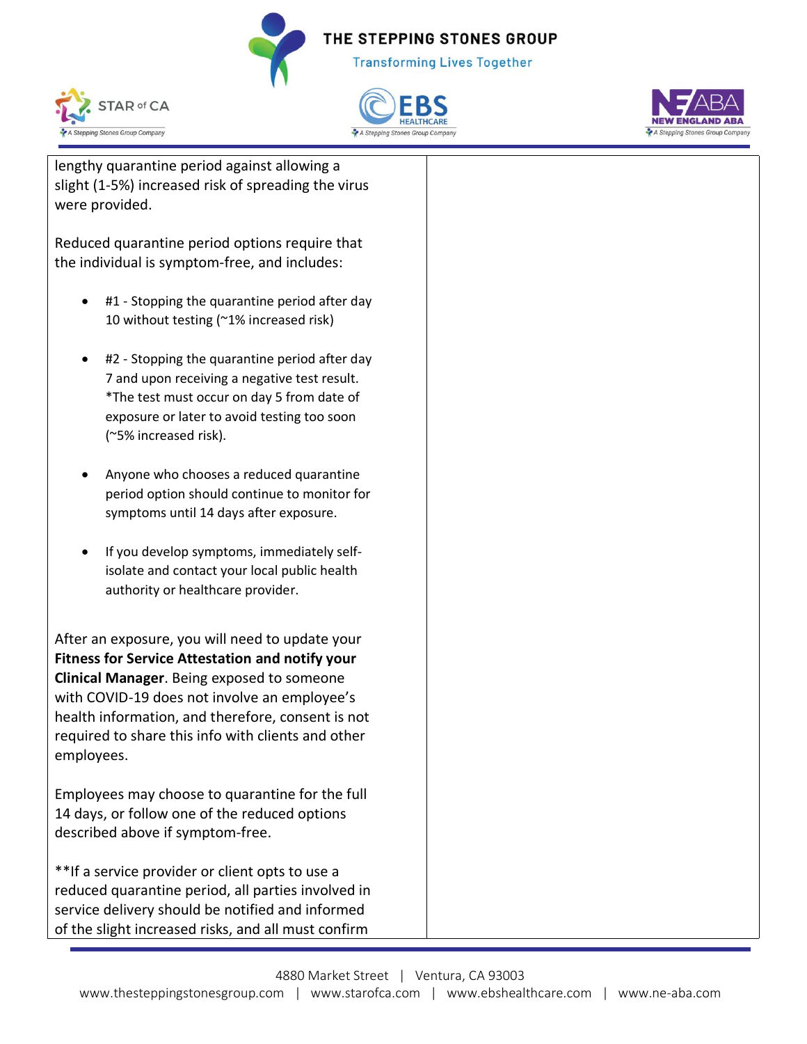lengthy quarantine period against allowing a slight (1-5%) increased risk of spreading the virus were provided.

Reduced quarantine period options require that the individual is symptom-free, and includes:

- #1 - Stopping the quarantine period after day 10 without testing (~1% increased risk)
- #2 - Stopping the quarantine period after day 7 and upon receiving a negative test result. *The test must occur on day 5 from date of exposure or later to avoid testing too soon (~5% increased risk).
- Anyone who chooses a reduced quarantine period option should continue to monitor for symptoms until 14 days after exposure.
- If you develop symptoms, immediately self-isolate and contact your local public health authority or healthcare provider.

After an exposure, you will need to update your **Fitness for Service Attestation and notify your Clinical Manager**. Being exposed to someone with COVID-19 does not involve an employee's health information, and therefore, consent is not required to share this info with clients and other employees.

Employees may choose to quarantine for the full 14 days, or follow one of the reduced options described above if symptom-free.

**If a service provider or client opts to use a reduced quarantine period, all parties involved in service delivery should be notified and informed of the slight increased risks, and all must confirm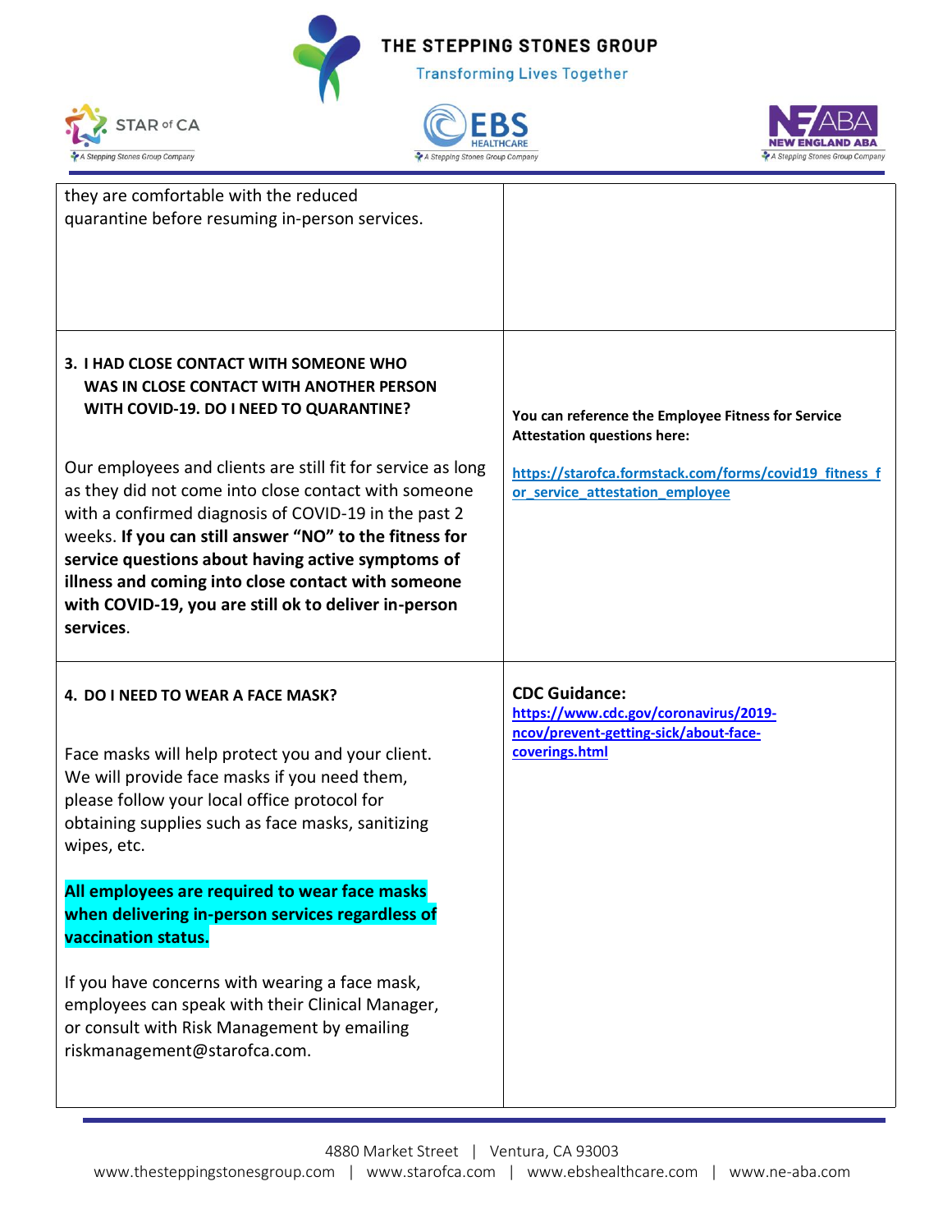| | |
|---|---|
| they are comfortable with the reduced quarantine before resuming in-person services. | |
| **3. I HAD CLOSE CONTACT WITH SOMEONE WHO WAS IN CLOSE CONTACT WITH ANOTHER PERSON WITH COVID-19. DO I NEED TO QUARANTINE?**<br><br>Our employees and clients are still fit for service as long as they did not come into close contact with someone with a confirmed diagnosis of COVID-19 in the past 2 weeks. **If you can still answer "NO" to the fitness for service questions about having active symptoms of illness and coming into close contact with someone with COVID-19, you are still ok to deliver in-person services**. | **You can reference the Employee Fitness for Service Attestation questions here:**<br><br>**https://starofca.formstack.com/forms/covid19_fitness_for_service_attestation_employee** |
| **4. DO I NEED TO WEAR A FACE MASK?**<br><br>Face masks will help protect you and your client. We will provide face masks if you need them, please follow your local office protocol for obtaining supplies such as face masks, sanitizing wipes, etc.<br><br>**All employees are required to wear face masks when delivering in-person services regardless of vaccination status.**<br><br>If you have concerns with wearing a face mask, employees can speak with their Clinical Manager, or consult with Risk Management by emailing riskmanagement@starofca.com. | **CDC Guidance:**<br>**https://www.cdc.gov/coronavirus/2019-ncov/prevent-getting-sick/about-face-coverings.html** |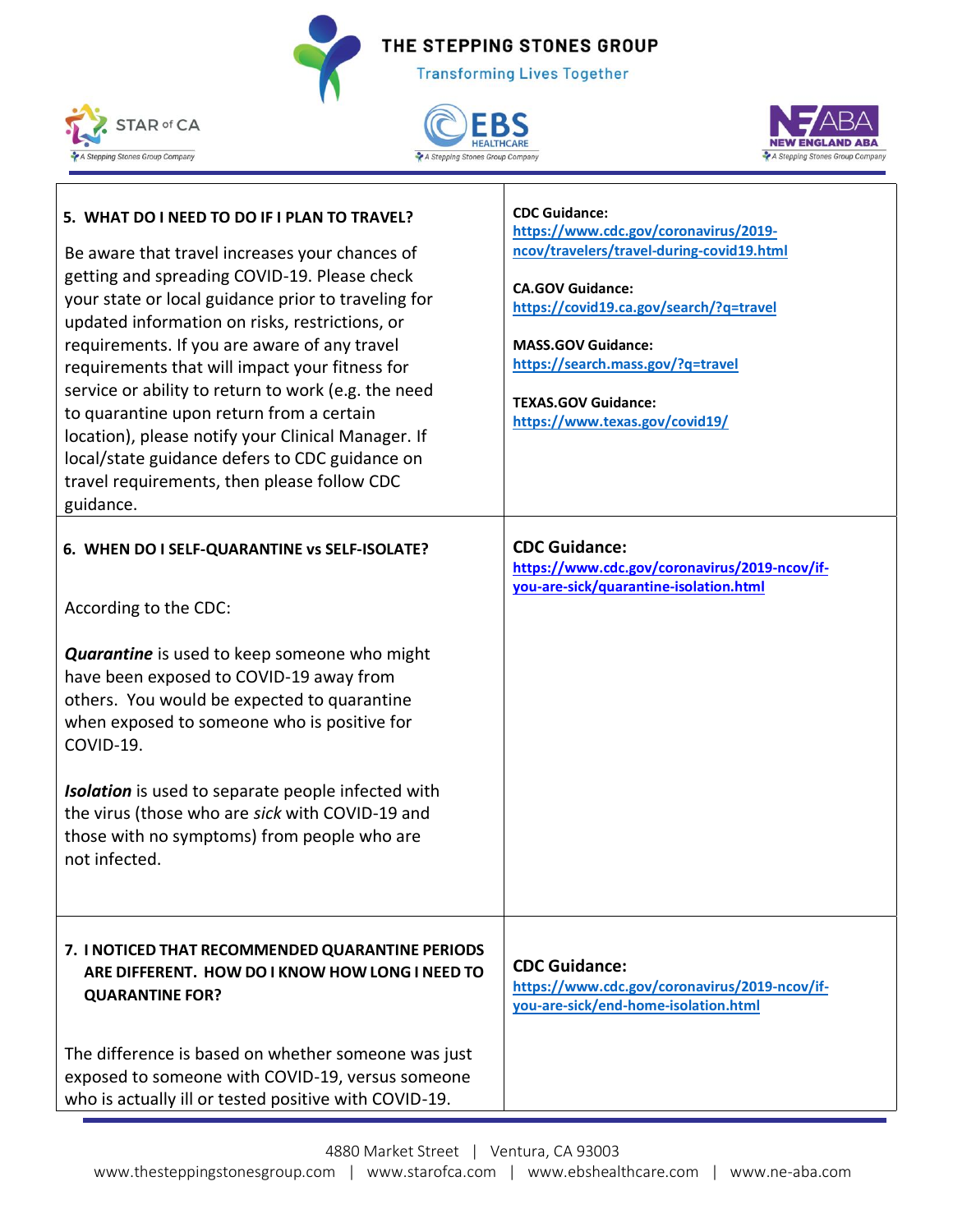| | |
|---|---|
| **5. WHAT DO I NEED TO DO IF I PLAN TO TRAVEL?**<br><br>Be aware that travel increases your chances of getting and spreading COVID-19. Please check your state or local guidance prior to traveling for updated information on risks, restrictions, or requirements. If you are aware of any travel requirements that will impact your fitness for service or ability to return to work (e.g. the need to quarantine upon return from a certain location), please notify your Clinical Manager. If local/state guidance defers to CDC guidance on travel requirements, then please follow CDC guidance. | **CDC Guidance:** https://www.cdc.gov/coronavirus/2019-ncov/travelers/travel-during-covid19.html<br><br>**CA.GOV Guidance:** https://covid19.ca.gov/search/?q=travel<br><br>**MASS.GOV Guidance:** https://search.mass.gov/?q=travel<br><br>**TEXAS.GOV Guidance:** https://www.texas.gov/covid19/ |
| **6. WHEN DO I SELF-QUARANTINE vs SELF-ISOLATE?**<br><br>According to the CDC:<br><br>***Quarantine*** is used to keep someone who might have been exposed to COVID-19 away from others. You would be expected to quarantine when exposed to someone who is positive for COVID-19.<br><br>***Isolation*** is used to separate people infected with the virus (those who are *sick* with COVID-19 and those with no symptoms) from people who are not infected. | **CDC Guidance:** https://www.cdc.gov/coronavirus/2019-ncov/if-you-are-sick/quarantine-isolation.html |
| **7. I NOTICED THAT RECOMMENDED QUARANTINE PERIODS ARE DIFFERENT. HOW DO I KNOW HOW LONG I NEED TO QUARANTINE FOR?**<br><br>The difference is based on whether someone was just exposed to someone with COVID-19, versus someone who is actually ill or tested positive with COVID-19. | **CDC Guidance:** https://www.cdc.gov/coronavirus/2019-ncov/if-you-are-sick/end-home-isolation.html |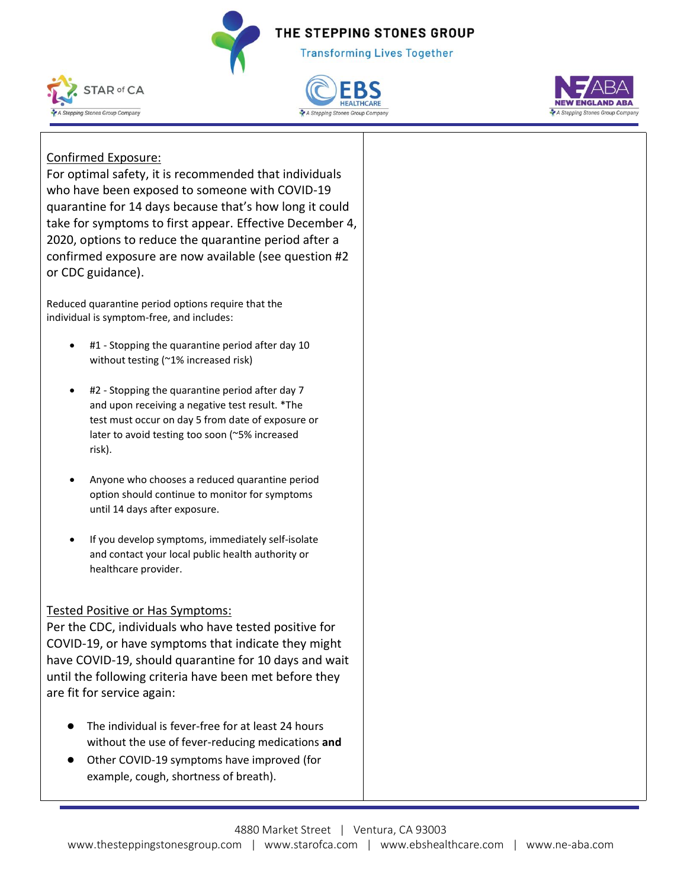Confirmed Exposure:

For optimal safety, it is recommended that individuals who have been exposed to someone with COVID-19 quarantine for 14 days because that's how long it could take for symptoms to first appear. Effective December 4, 2020, options to reduce the quarantine period after a confirmed exposure are now available (see question #2 or CDC guidance).

Reduced quarantine period options require that the individual is symptom-free, and includes:

- #1 - Stopping the quarantine period after day 10 without testing (~1% increased risk)
- #2 - Stopping the quarantine period after day 7 and upon receiving a negative test result. *The test must occur on day 5 from date of exposure or later to avoid testing too soon (~5% increased risk).
- Anyone who chooses a reduced quarantine period option should continue to monitor for symptoms until 14 days after exposure.
- If you develop symptoms, immediately self-isolate and contact your local public health authority or healthcare provider.

Tested Positive or Has Symptoms:

Per the CDC, individuals who have tested positive for COVID-19, or have symptoms that indicate they might have COVID-19, should quarantine for 10 days and wait until the following criteria have been met before they are fit for service again:

- The individual is fever-free for at least 24 hours without the use of fever-reducing medications **and**
- Other COVID-19 symptoms have improved (for example, cough, shortness of breath).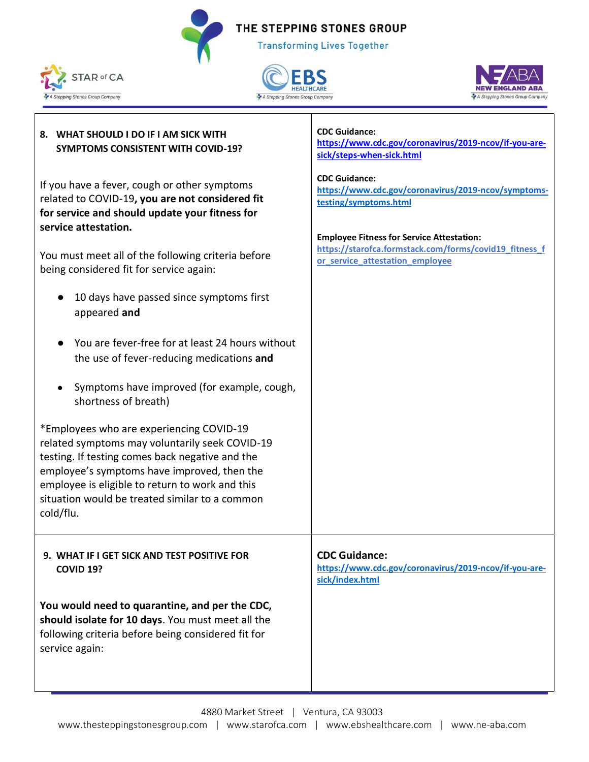| | |
|---|---|
| **8. WHAT SHOULD I DO IF I AM SICK WITH SYMPTOMS CONSISTENT WITH COVID-19?**<br><br>If you have a fever, cough or other symptoms related to COVID-19**, you are not considered fit for service and should update your fitness for service attestation.**<br><br>You must meet all of the following criteria before being considered fit for service again:<br><br>● 10 days have passed since symptoms first appeared **and**<br>● You are fever-free for at least 24 hours without the use of fever-reducing medications **and**<br>● Symptoms have improved (for example, cough, shortness of breath)<br><br>*Employees who are experiencing COVID-19 related symptoms may voluntarily seek COVID-19 testing. If testing comes back negative and the employee's symptoms have improved, then the employee is eligible to return to work and this situation would be treated similar to a common cold/flu. | **CDC Guidance:** https://www.cdc.gov/coronavirus/2019-ncov/if-you-are-sick/steps-when-sick.html<br><br>**CDC Guidance:** https://www.cdc.gov/coronavirus/2019-ncov/symptoms-testing/symptoms.html<br><br>**Employee Fitness for Service Attestation:** https://starofca.formstack.com/forms/covid19_fitness_for_service_attestation_employee |
| **9. WHAT IF I GET SICK AND TEST POSITIVE FOR COVID 19?**<br><br>**You would need to quarantine, and per the CDC, should isolate for 10 days**. You must meet all the following criteria before being considered fit for service again: | **CDC Guidance:** https://www.cdc.gov/coronavirus/2019-ncov/if-you-are-sick/index.html |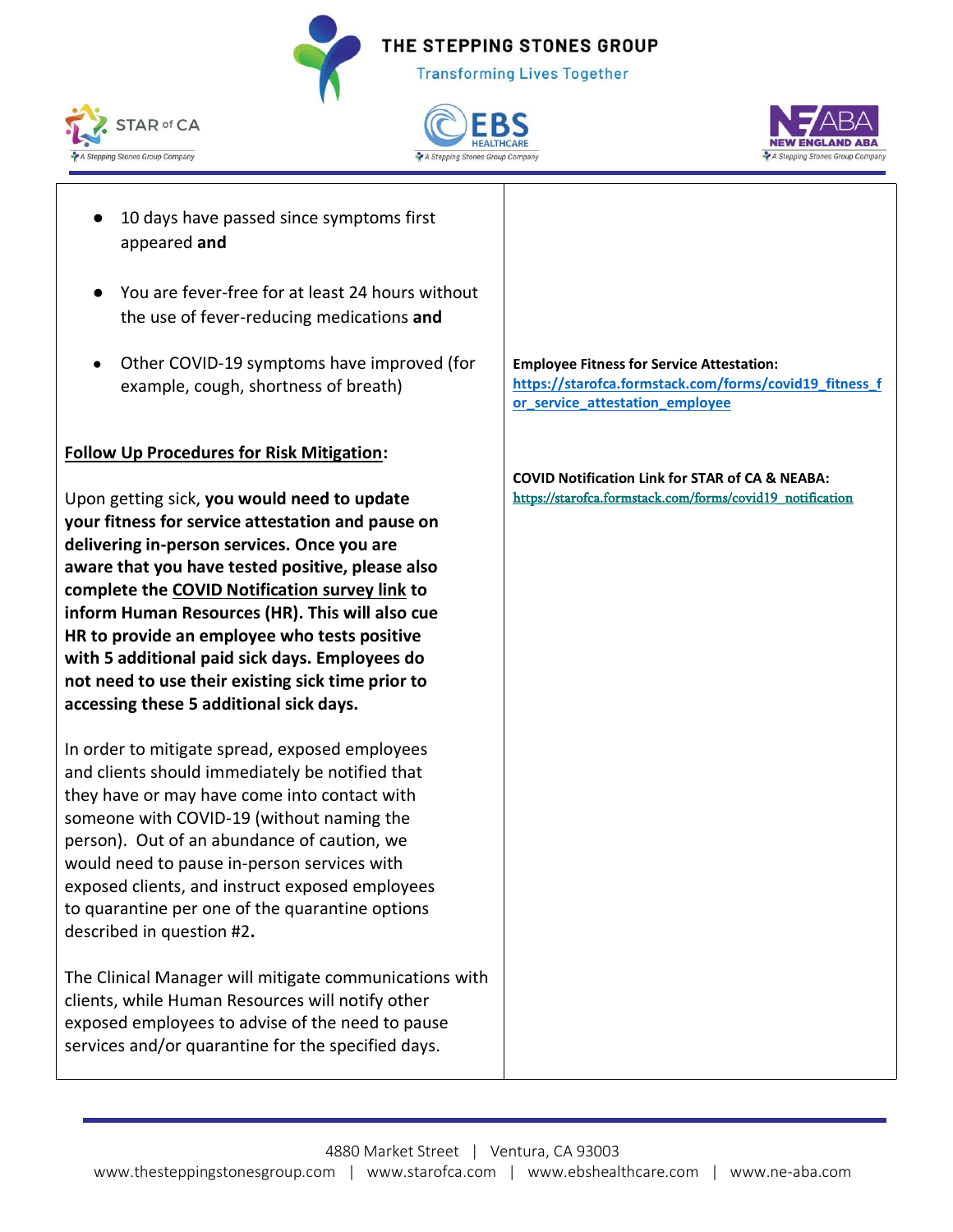| | |
|---|---|
| • 10 days have passed since symptoms first appeared **and**<br><br>• You are fever-free for at least 24 hours without the use of fever-reducing medications **and**<br><br>• Other COVID-19 symptoms have improved (for example, cough, shortness of breath)<br><br>**Follow Up Procedures for Risk Mitigation:**<br><br>Upon getting sick, **you would need to update your fitness for service attestation and pause on delivering in-person services. Once you are aware that you have tested positive, please also complete the COVID Notification survey link to inform Human Resources (HR). This will also cue HR to provide an employee who tests positive with 5 additional paid sick days. Employees do not need to use their existing sick time prior to accessing these 5 additional sick days.**<br><br>In order to mitigate spread, exposed employees and clients should immediately be notified that they have or may have come into contact with someone with COVID-19 (without naming the person). Out of an abundance of caution, we would need to pause in-person services with exposed clients, and instruct exposed employees to quarantine per one of the quarantine options described in question #2**.**<br><br>The Clinical Manager will mitigate communications with clients, while Human Resources will notify other exposed employees to advise of the need to pause services and/or quarantine for the specified days. | **Employee Fitness for Service Attestation:** https://starofca.formstack.com/forms/covid19_fitness_for_service_attestation_employee<br><br>**COVID Notification Link for STAR of CA & NEABA:** https://starofca.formstack.com/forms/covid19_notification |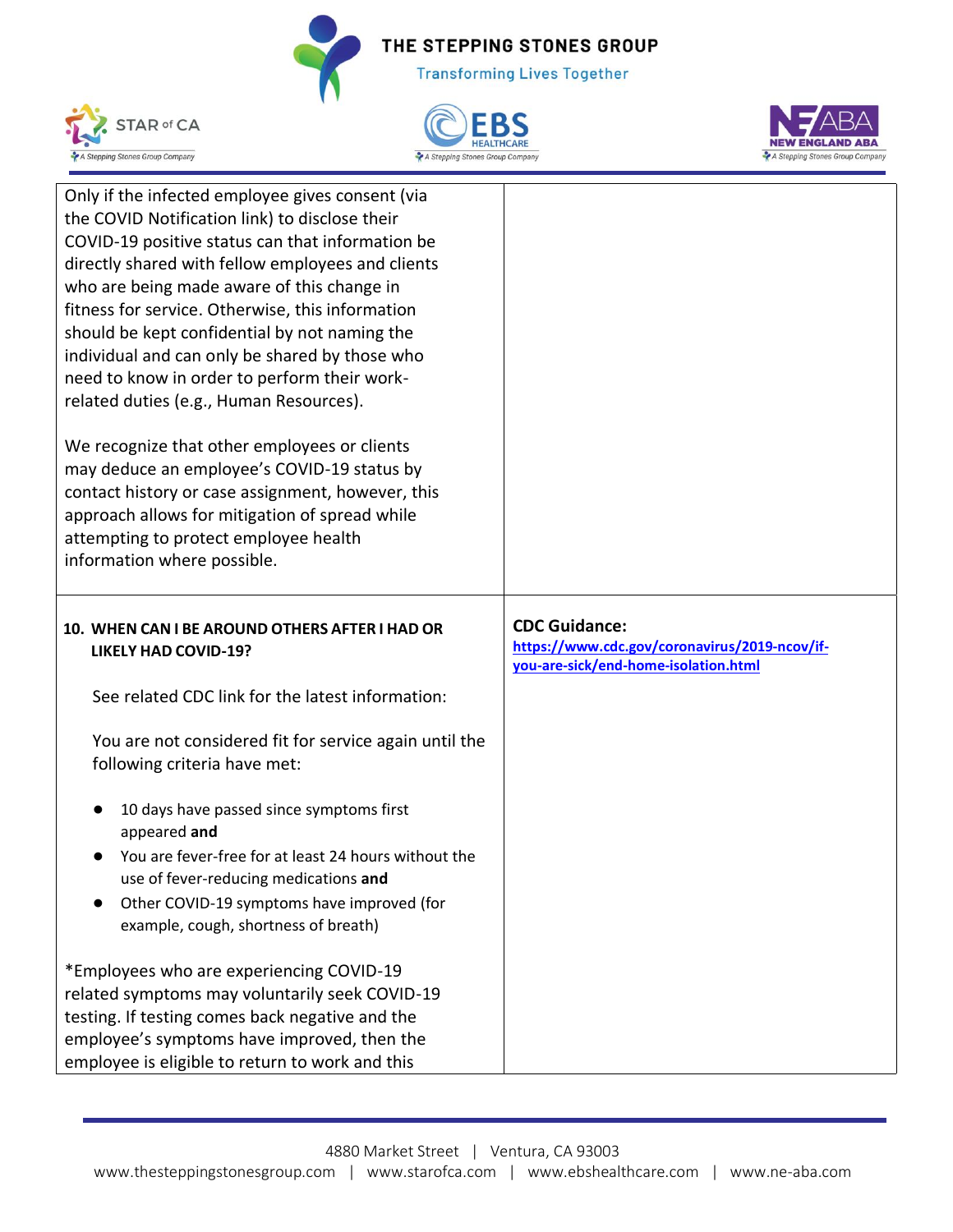| | |
|---|---|
| Only if the infected employee gives consent (via the COVID Notification link) to disclose their COVID-19 positive status can that information be directly shared with fellow employees and clients who are being made aware of this change in fitness for service. Otherwise, this information should be kept confidential by not naming the individual and can only be shared by those who need to know in order to perform their work-related duties (e.g., Human Resources).<br><br>We recognize that other employees or clients may deduce an employee's COVID-19 status by contact history or case assignment, however, this approach allows for mitigation of spread while attempting to protect employee health information where possible. | |
| **10. WHEN CAN I BE AROUND OTHERS AFTER I HAD OR LIKELY HAD COVID-19?**<br><br>See related CDC link for the latest information:<br><br>You are not considered fit for service again until the following criteria have met:<br><br>● 10 days have passed since symptoms first appeared **and**<br>● You are fever-free for at least 24 hours without the use of fever-reducing medications **and**<br>● Other COVID-19 symptoms have improved (for example, cough, shortness of breath)<br><br>*Employees who are experiencing COVID-19 related symptoms may voluntarily seek COVID-19 testing. If testing comes back negative and the employee's symptoms have improved, then the employee is eligible to return to work and this | **CDC Guidance:**<br>**https://www.cdc.gov/coronavirus/2019-ncov/if-you-are-sick/end-home-isolation.html** |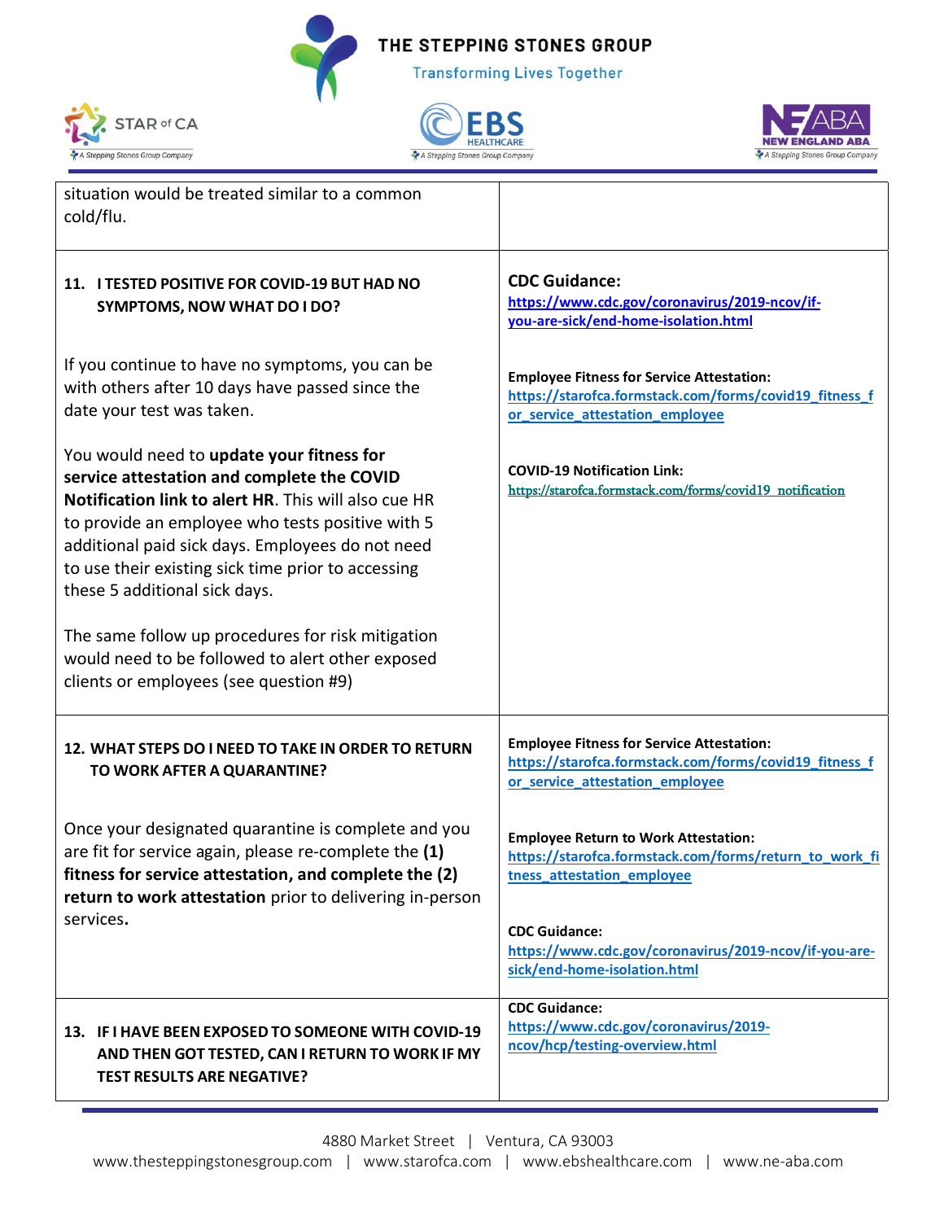| | |
|---|---|
| situation would be treated similar to a common cold/flu. | |
| **11. I TESTED POSITIVE FOR COVID-19 BUT HAD NO SYMPTOMS, NOW WHAT DO I DO?**<br><br>If you continue to have no symptoms, you can be with others after 10 days have passed since the date your test was taken.<br><br>You would need to **update your fitness for service attestation and complete the COVID Notification link to alert HR**. This will also cue HR to provide an employee who tests positive with 5 additional paid sick days. Employees do not need to use their existing sick time prior to accessing these 5 additional sick days.<br><br>The same follow up procedures for risk mitigation would need to be followed to alert other exposed clients or employees (see question #9) | **CDC Guidance:**<br>https://www.cdc.gov/coronavirus/2019-ncov/if-you-are-sick/end-home-isolation.html<br><br>**Employee Fitness for Service Attestation:**<br>https://starofca.formstack.com/forms/covid19_fitness_for_service_attestation_employee<br><br>**COVID-19 Notification Link:**<br>https://starofca.formstack.com/forms/covid19_notification |
| **12. WHAT STEPS DO I NEED TO TAKE IN ORDER TO RETURN TO WORK AFTER A QUARANTINE?**<br><br>Once your designated quarantine is complete and you are fit for service again, please re-complete the **(1) fitness for service attestation, and complete the (2) return to work attestation** prior to delivering in-person services**.** | **Employee Fitness for Service Attestation:**<br>https://starofca.formstack.com/forms/covid19_fitness_for_service_attestation_employee<br><br>**Employee Return to Work Attestation:**<br>https://starofca.formstack.com/forms/return_to_work_fitness_attestation_employee<br><br>**CDC Guidance:**<br>https://www.cdc.gov/coronavirus/2019-ncov/if-you-are-sick/end-home-isolation.html |
| **13. IF I HAVE BEEN EXPOSED TO SOMEONE WITH COVID-19 AND THEN GOT TESTED, CAN I RETURN TO WORK IF MY TEST RESULTS ARE NEGATIVE?** | **CDC Guidance:**<br>https://www.cdc.gov/coronavirus/2019-ncov/hcp/testing-overview.html |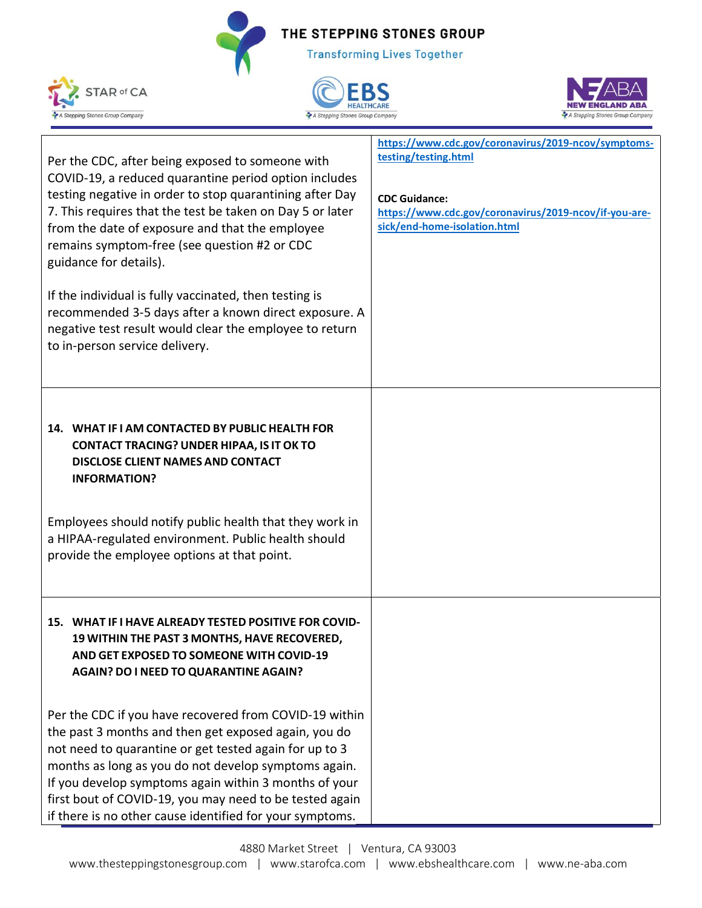| | |
|---|---|
| Per the CDC, after being exposed to someone with COVID-19, a reduced quarantine period option includes testing negative in order to stop quarantining after Day 7. This requires that the test be taken on Day 5 or later from the date of exposure and that the employee remains symptom-free (see question #2 or CDC guidance for details).<br><br>If the individual is fully vaccinated, then testing is recommended 3-5 days after a known direct exposure. A negative test result would clear the employee to return to in-person service delivery. | https://www.cdc.gov/coronavirus/2019-ncov/symptoms-testing/testing.html<br><br>**CDC Guidance:**<br>https://www.cdc.gov/coronavirus/2019-ncov/if-you-are-sick/end-home-isolation.html |
| **14. WHAT IF I AM CONTACTED BY PUBLIC HEALTH FOR CONTACT TRACING? UNDER HIPAA, IS IT OK TO DISCLOSE CLIENT NAMES AND CONTACT INFORMATION?**<br><br>Employees should notify public health that they work in a HIPAA-regulated environment. Public health should provide the employee options at that point. | |
| **15. WHAT IF I HAVE ALREADY TESTED POSITIVE FOR COVID-19 WITHIN THE PAST 3 MONTHS, HAVE RECOVERED, AND GET EXPOSED TO SOMEONE WITH COVID-19 AGAIN? DO I NEED TO QUARANTINE AGAIN?**<br><br>Per the CDC if you have recovered from COVID-19 within the past 3 months and then get exposed again, you do not need to quarantine or get tested again for up to 3 months as long as you do not develop symptoms again. If you develop symptoms again within 3 months of your first bout of COVID-19, you may need to be tested again if there is no other cause identified for your symptoms. | |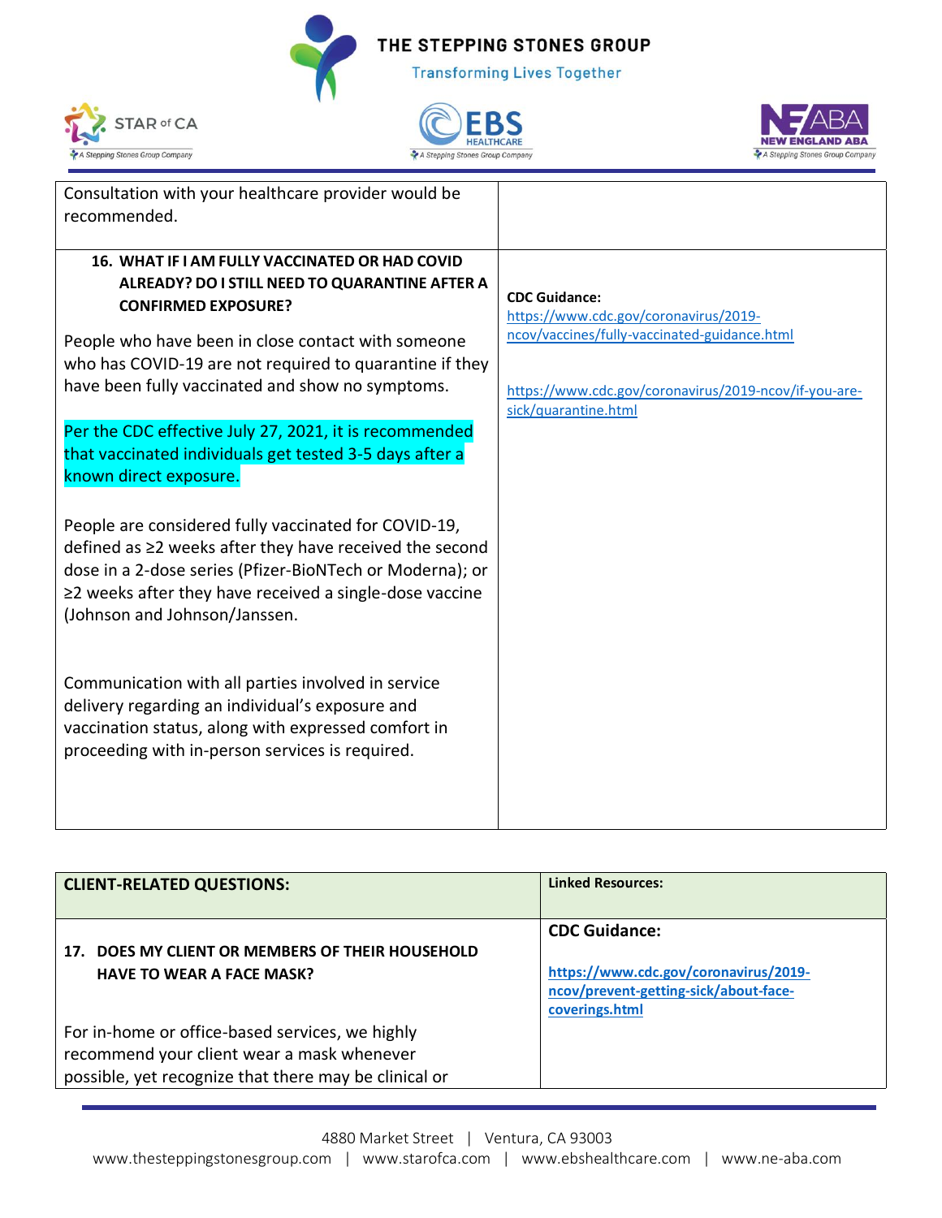| | |
|---|---|
| Consultation with your healthcare provider would be recommended. | |
| **16. WHAT IF I AM FULLY VACCINATED OR HAD COVID ALREADY? DO I STILL NEED TO QUARANTINE AFTER A CONFIRMED EXPOSURE?**<br><br>People who have been in close contact with someone who has COVID-19 are not required to quarantine if they have been fully vaccinated and show no symptoms.<br><br>Per the CDC effective July 27, 2021, it is recommended that vaccinated individuals get tested 3-5 days after a known direct exposure.<br><br>People are considered fully vaccinated for COVID-19, defined as ≥2 weeks after they have received the second dose in a 2-dose series (Pfizer-BioNTech or Moderna); or ≥2 weeks after they have received a single-dose vaccine (Johnson and Johnson/Janssen.<br><br>Communication with all parties involved in service delivery regarding an individual's exposure and vaccination status, along with expressed comfort in proceeding with in-person services is required. | **CDC Guidance:**<br>https://www.cdc.gov/coronavirus/2019-ncov/vaccines/fully-vaccinated-guidance.html<br><br>https://www.cdc.gov/coronavirus/2019-ncov/if-you-are-sick/quarantine.html |

| CLIENT-RELATED QUESTIONS: | Linked Resources: |
|---|---|
| **17. DOES MY CLIENT OR MEMBERS OF THEIR HOUSEHOLD HAVE TO WEAR A FACE MASK?**<br><br>For in-home or office-based services, we highly recommend your client wear a mask whenever possible, yet recognize that there may be clinical or | **CDC Guidance:**<br><br>**https://www.cdc.gov/coronavirus/2019-ncov/prevent-getting-sick/about-face-coverings.html** |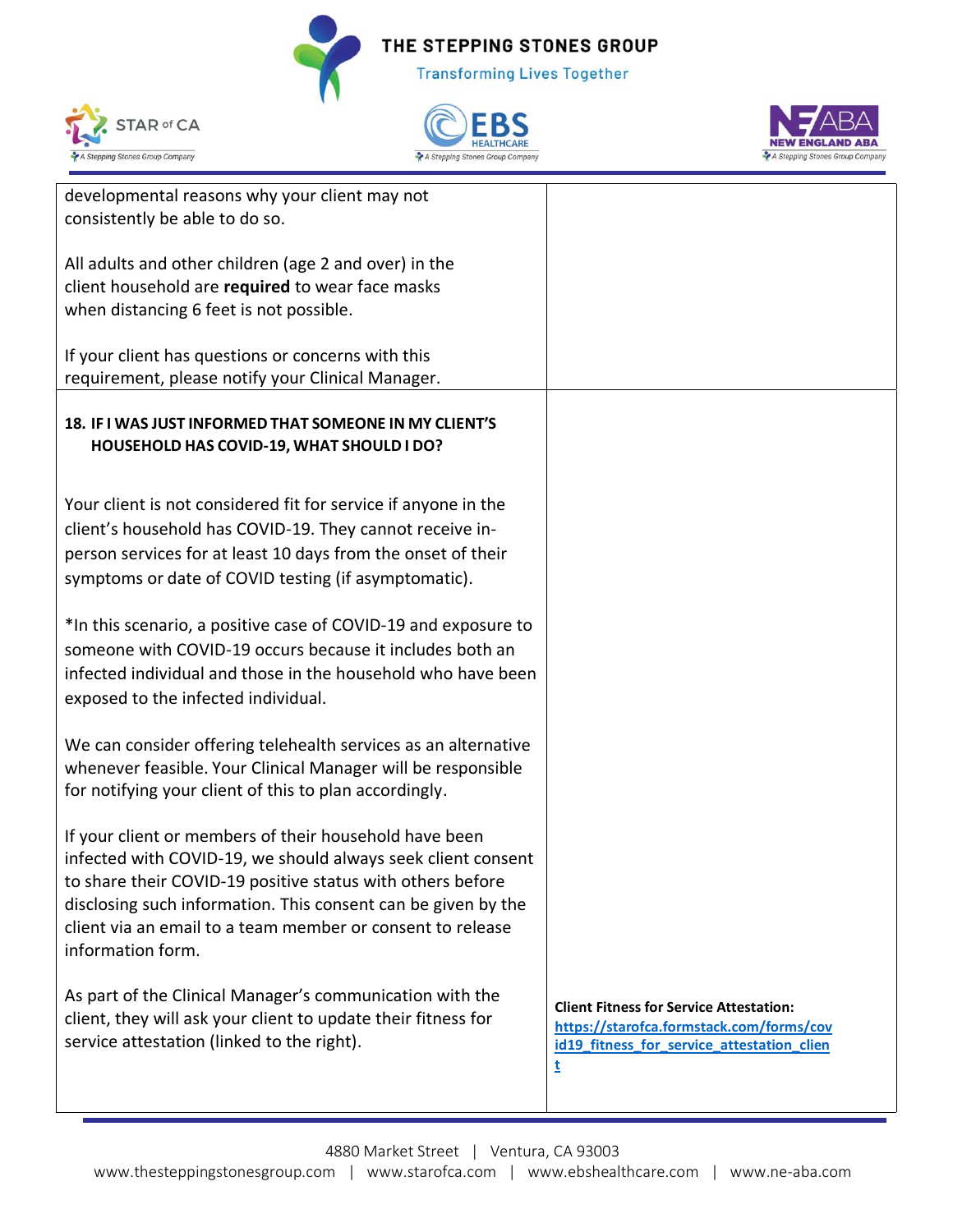| | |
|---|---|
| developmental reasons why your client may not consistently be able to do so.<br><br>All adults and other children (age 2 and over) in the client household are **required** to wear face masks when distancing 6 feet is not possible.<br><br>If your client has questions or concerns with this requirement, please notify your Clinical Manager. | |
| **18. IF I WAS JUST INFORMED THAT SOMEONE IN MY CLIENT'S HOUSEHOLD HAS COVID-19, WHAT SHOULD I DO?**<br><br>Your client is not considered fit for service if anyone in the client's household has COVID-19. They cannot receive in-person services for at least 10 days from the onset of their symptoms or date of COVID testing (if asymptomatic).<br><br>*In this scenario, a positive case of COVID-19 and exposure to someone with COVID-19 occurs because it includes both an infected individual and those in the household who have been exposed to the infected individual.<br><br>We can consider offering telehealth services as an alternative whenever feasible. Your Clinical Manager will be responsible for notifying your client of this to plan accordingly.<br><br>If your client or members of their household have been infected with COVID-19, we should always seek client consent to share their COVID-19 positive status with others before disclosing such information. This consent can be given by the client via an email to a team member or consent to release information form.<br><br>As part of the Clinical Manager's communication with the client, they will ask your client to update their fitness for service attestation (linked to the right). | **Client Fitness for Service Attestation:** https://starofca.formstack.com/forms/covid19_fitness_for_service_attestation_client |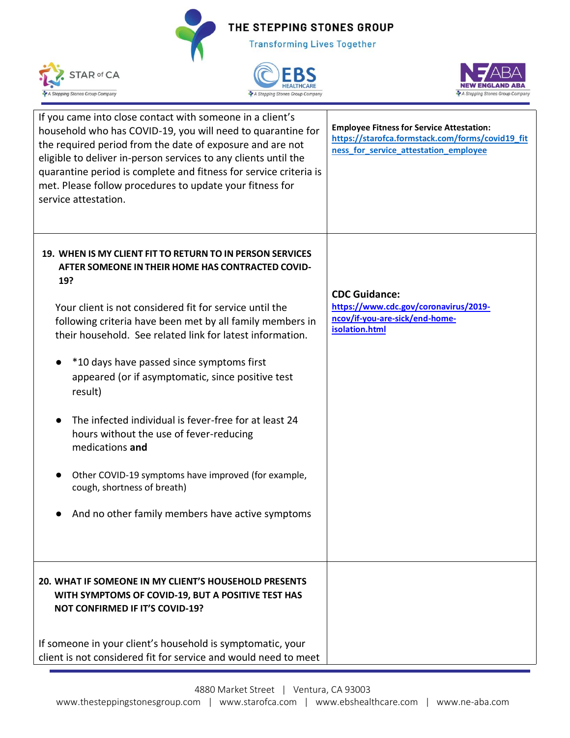| | |
|---|---|
| If you came into close contact with someone in a client's household who has COVID-19, you will need to quarantine for the required period from the date of exposure and are not eligible to deliver in-person services to any clients until the quarantine period is complete and fitness for service criteria is met. Please follow procedures to update your fitness for service attestation. | **Employee Fitness for Service Attestation:** [https://starofca.formstack.com/forms/covid19_fitness_for_service_attestation_employee](https://starofca.formstack.com/forms/covid19_fitness_for_service_attestation_employee) |
| **19. WHEN IS MY CLIENT FIT TO RETURN TO IN PERSON SERVICES AFTER SOMEONE IN THEIR HOME HAS CONTRACTED COVID-19?**<br><br>Your client is not considered fit for service until the following criteria have been met by all family members in their household. See related link for latest information.<br><br>● *10 days have passed since symptoms first appeared (or if asymptomatic, since positive test result)<br><br>● The infected individual is fever-free for at least 24 hours without the use of fever-reducing medications **and**<br><br>● Other COVID-19 symptoms have improved (for example, cough, shortness of breath)<br><br>● And no other family members have active symptoms | **CDC Guidance:**<br>[https://www.cdc.gov/coronavirus/2019-ncov/if-you-are-sick/end-home-isolation.html](https://www.cdc.gov/coronavirus/2019-ncov/if-you-are-sick/end-home-isolation.html) |
| **20. WHAT IF SOMEONE IN MY CLIENT'S HOUSEHOLD PRESENTS WITH SYMPTOMS OF COVID-19, BUT A POSITIVE TEST HAS NOT CONFIRMED IF IT'S COVID-19?**<br><br>If someone in your client's household is symptomatic, your client is not considered fit for service and would need to meet | |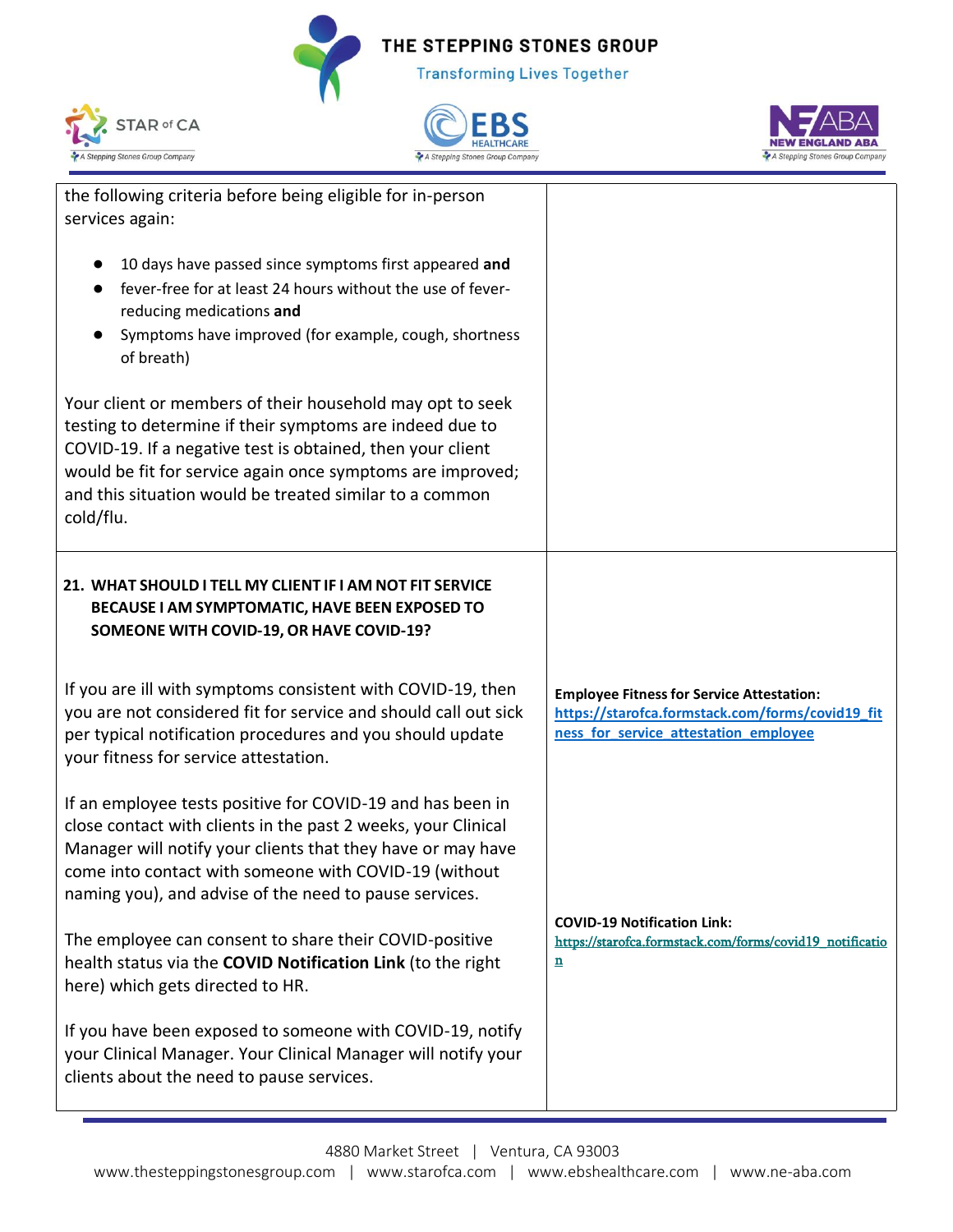| | |
|---|---|
| the following criteria before being eligible for in-person services again:<br><br>● 10 days have passed since symptoms first appeared **and**<br>● fever-free for at least 24 hours without the use of fever-reducing medications **and**<br>● Symptoms have improved (for example, cough, shortness of breath)<br><br>Your client or members of their household may opt to seek testing to determine if their symptoms are indeed due to COVID-19. If a negative test is obtained, then your client would be fit for service again once symptoms are improved; and this situation would be treated similar to a common cold/flu. | |
| **21. WHAT SHOULD I TELL MY CLIENT IF I AM NOT FIT SERVICE BECAUSE I AM SYMPTOMATIC, HAVE BEEN EXPOSED TO SOMEONE WITH COVID-19, OR HAVE COVID-19?**<br><br>If you are ill with symptoms consistent with COVID-19, then you are not considered fit for service and should call out sick per typical notification procedures and you should update your fitness for service attestation.<br><br>If an employee tests positive for COVID-19 and has been in close contact with clients in the past 2 weeks, your Clinical Manager will notify your clients that they have or may have come into contact with someone with COVID-19 (without naming you), and advise of the need to pause services.<br><br>The employee can consent to share their COVID-positive health status via the **COVID Notification Link** (to the right here) which gets directed to HR.<br><br>If you have been exposed to someone with COVID-19, notify your Clinical Manager. Your Clinical Manager will notify your clients about the need to pause services. | **Employee Fitness for Service Attestation:** https://starofca.formstack.com/forms/covid19_fitness_for_service_attestation_employee<br><br>**COVID-19 Notification Link:** https://starofca.formstack.com/forms/covid19_notification |

4880 Market Street | Ventura, CA 93003
www.thesteppingstonesgroup.com | www.starofca.com | www.ebshealthcare.com | www.ne-aba.com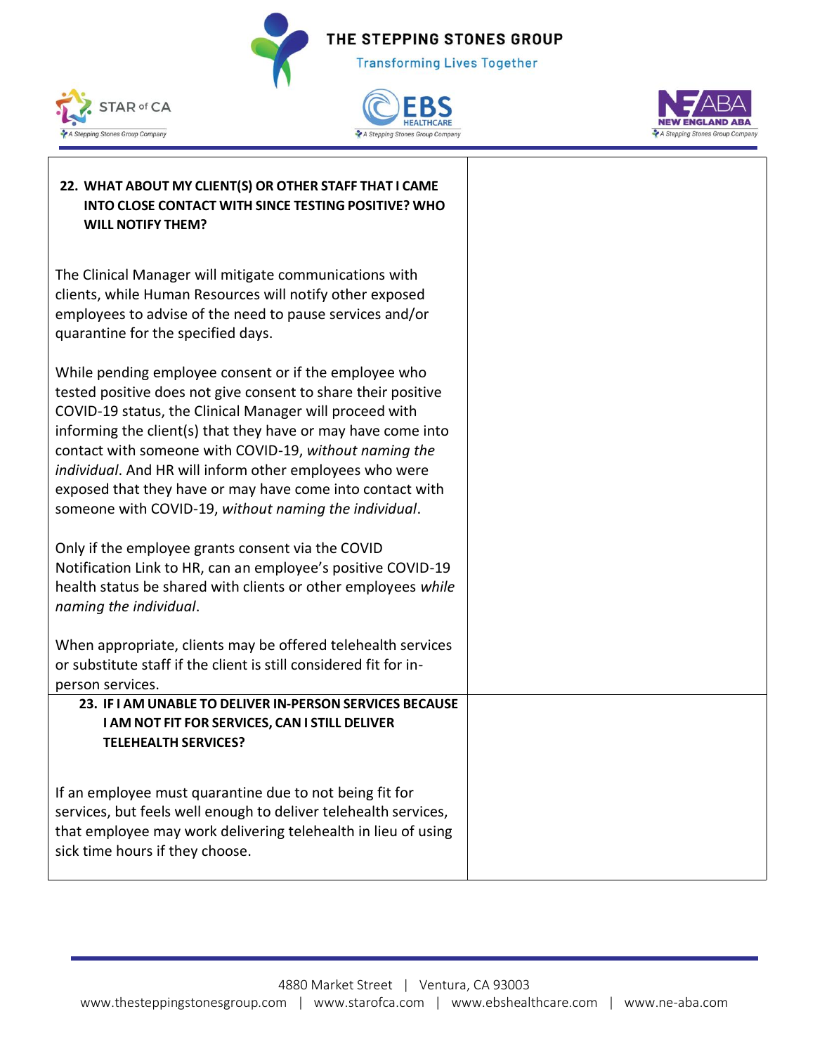**22. WHAT ABOUT MY CLIENT(S) OR OTHER STAFF THAT I CAME INTO CLOSE CONTACT WITH SINCE TESTING POSITIVE? WHO WILL NOTIFY THEM?**

The Clinical Manager will mitigate communications with clients, while Human Resources will notify other exposed employees to advise of the need to pause services and/or quarantine for the specified days.

While pending employee consent or if the employee who tested positive does not give consent to share their positive COVID-19 status, the Clinical Manager will proceed with informing the client(s) that they have or may have come into contact with someone with COVID-19, *without naming the individual*. And HR will inform other employees who were exposed that they have or may have come into contact with someone with COVID-19, *without naming the individual*.

Only if the employee grants consent via the COVID Notification Link to HR, can an employee's positive COVID-19 health status be shared with clients or other employees *while naming the individual*.

When appropriate, clients may be offered telehealth services or substitute staff if the client is still considered fit for in-person services.

**23. IF I AM UNABLE TO DELIVER IN-PERSON SERVICES BECAUSE I AM NOT FIT FOR SERVICES, CAN I STILL DELIVER TELEHEALTH SERVICES?**

If an employee must quarantine due to not being fit for services, but feels well enough to deliver telehealth services, that employee may work delivering telehealth in lieu of using sick time hours if they choose.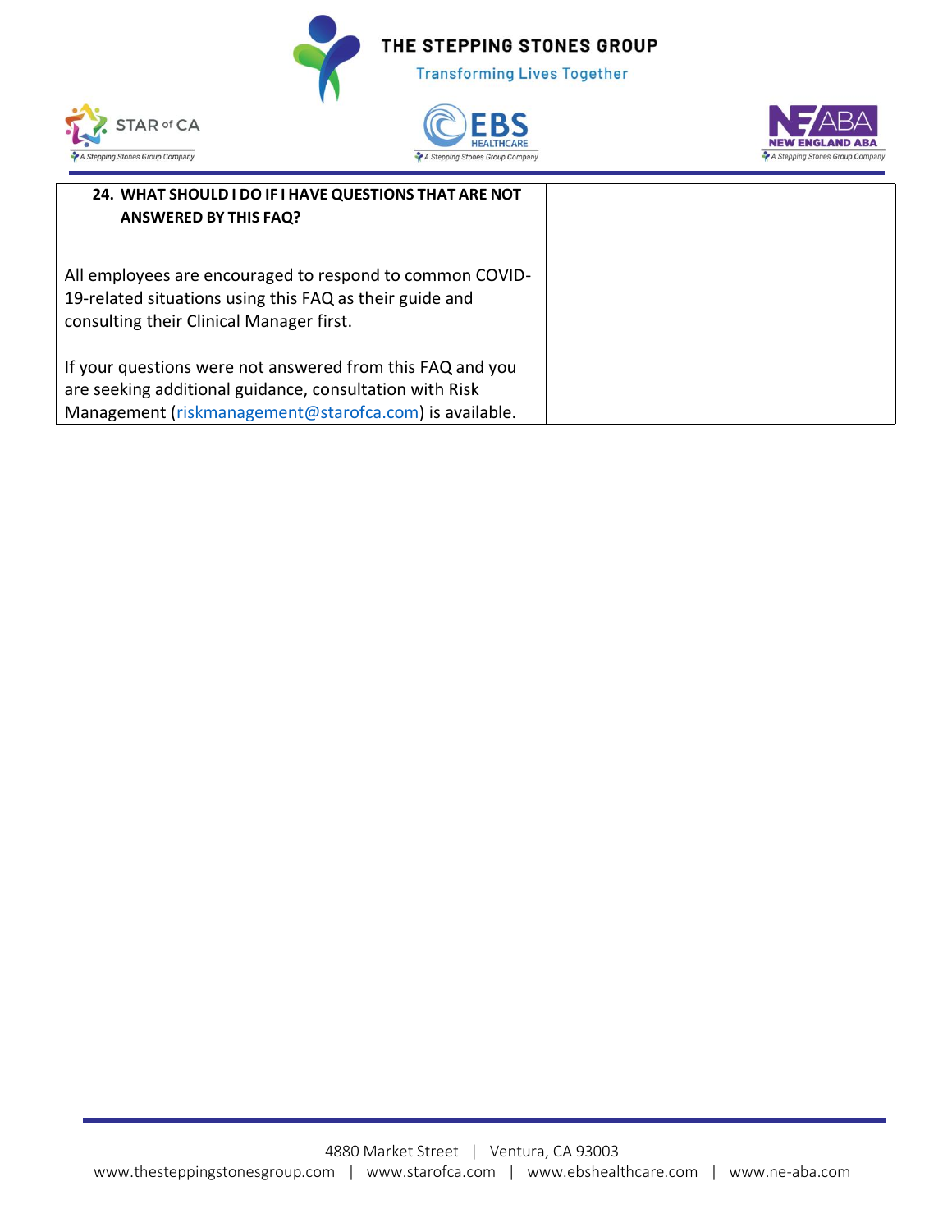| 24. WHAT SHOULD I DO IF I HAVE QUESTIONS THAT ARE NOT ANSWERED BY THIS FAQ? | |
|---|---|
| All employees are encouraged to respond to common COVID-19-related situations using this FAQ as their guide and consulting their Clinical Manager first.<br><br>If your questions were not answered from this FAQ and you are seeking additional guidance, consultation with Risk Management (riskmanagement@starofca.com) is available. | |